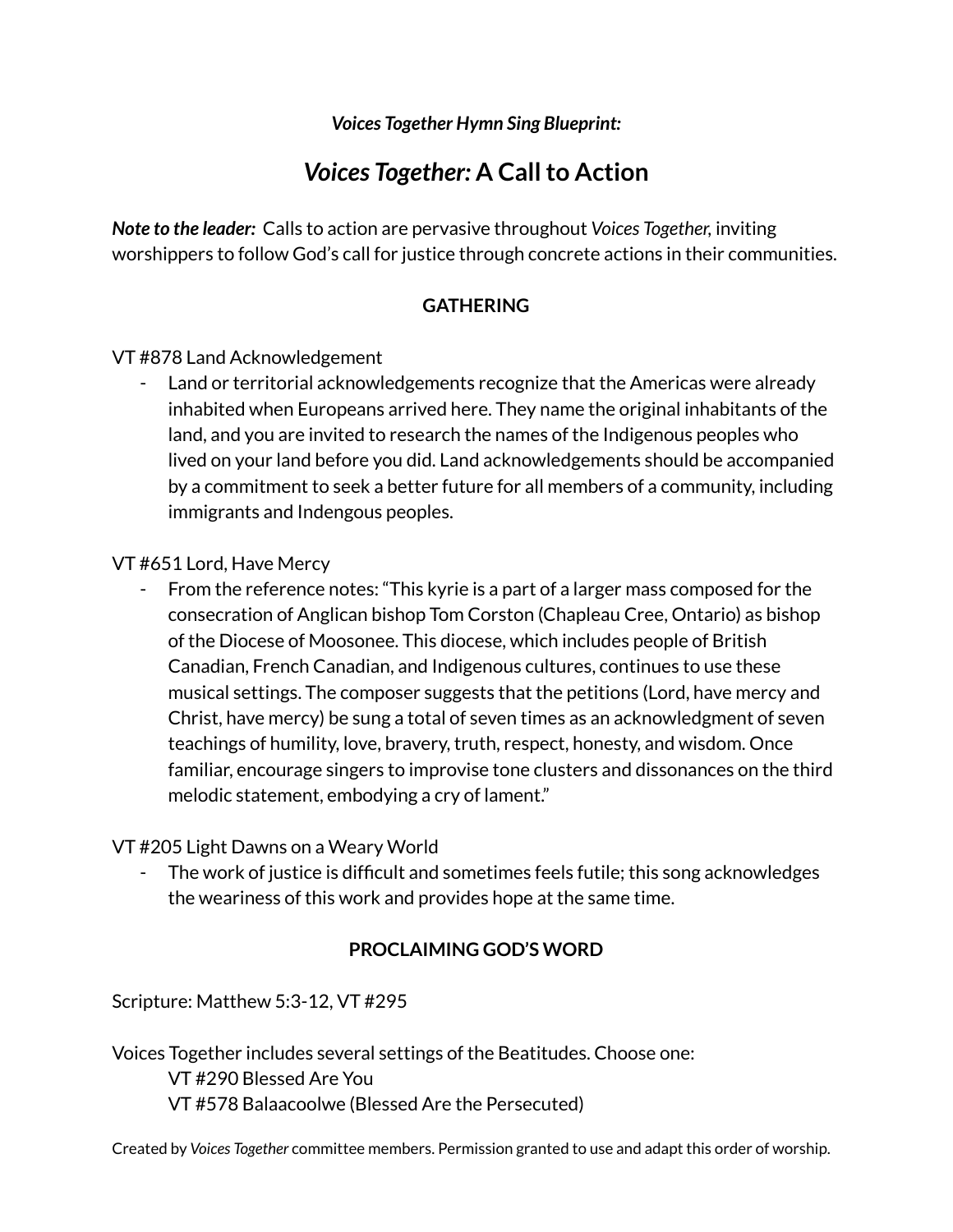***Voices Together Hymn Sing Blueprint:***

# *Voices Together:* A Call to Action

***Note to the leader:*** Calls to action are pervasive throughout *Voices Together*, inviting worshippers to follow God's call for justice through concrete actions in their communities.

## GATHERING

VT #878 Land Acknowledgement

- Land or territorial acknowledgements recognize that the Americas were already inhabited when Europeans arrived here. They name the original inhabitants of the land, and you are invited to research the names of the Indigenous peoples who lived on your land before you did. Land acknowledgements should be accompanied by a commitment to seek a better future for all members of a community, including immigrants and Indengous peoples.

VT #651 Lord, Have Mercy

- From the reference notes: "This kyrie is a part of a larger mass composed for the consecration of Anglican bishop Tom Corston (Chapleau Cree, Ontario) as bishop of the Diocese of Moosonee. This diocese, which includes people of British Canadian, French Canadian, and Indigenous cultures, continues to use these musical settings. The composer suggests that the petitions (Lord, have mercy and Christ, have mercy) be sung a total of seven times as an acknowledgment of seven teachings of humility, love, bravery, truth, respect, honesty, and wisdom. Once familiar, encourage singers to improvise tone clusters and dissonances on the third melodic statement, embodying a cry of lament."

VT #205 Light Dawns on a Weary World

- The work of justice is difficult and sometimes feels futile; this song acknowledges the weariness of this work and provides hope at the same time.

## PROCLAIMING GOD'S WORD

Scripture: Matthew 5:3-12, VT #295

Voices Together includes several settings of the Beatitudes. Choose one:

VT #290 Blessed Are You
VT #578 Balaacoolwe (Blessed Are the Persecuted)

Created by *Voices Together* committee members. Permission granted to use and adapt this order of worship.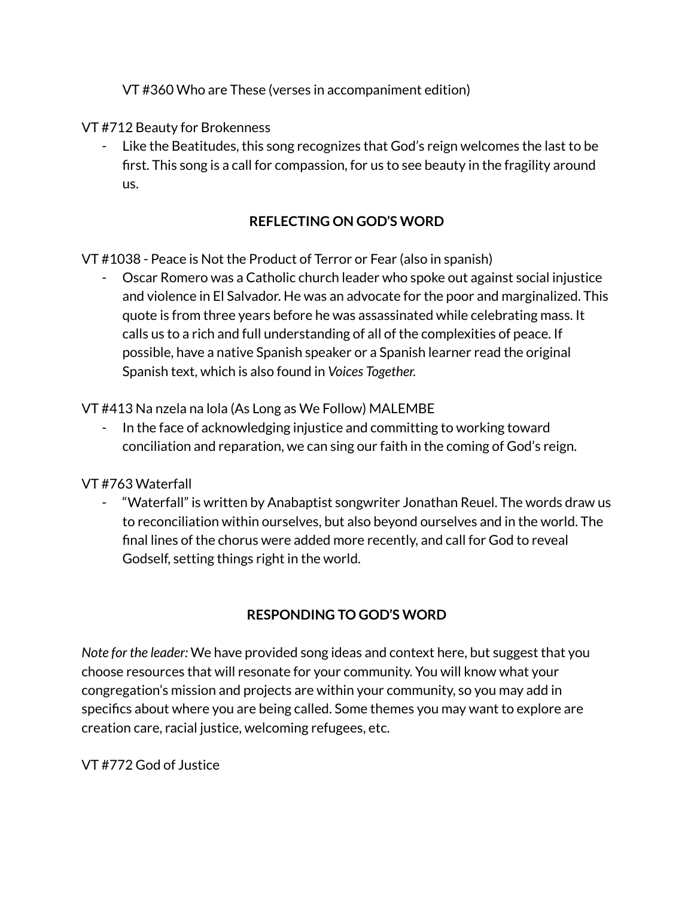VT #360 Who are These (verses in accompaniment edition)

VT #712 Beauty for Brokenness

- Like the Beatitudes, this song recognizes that God's reign welcomes the last to be first. This song is a call for compassion, for us to see beauty in the fragility around us.

## REFLECTING ON GOD'S WORD

VT #1038 - Peace is Not the Product of Terror or Fear (also in spanish)

- Oscar Romero was a Catholic church leader who spoke out against social injustice and violence in El Salvador. He was an advocate for the poor and marginalized. This quote is from three years before he was assassinated while celebrating mass. It calls us to a rich and full understanding of all of the complexities of peace. If possible, have a native Spanish speaker or a Spanish learner read the original Spanish text, which is also found in *Voices Together.*

VT #413 Na nzela na lola (As Long as We Follow) MALEMBE

- In the face of acknowledging injustice and committing to working toward conciliation and reparation, we can sing our faith in the coming of God's reign.

VT #763 Waterfall

- "Waterfall" is written by Anabaptist songwriter Jonathan Reuel. The words draw us to reconciliation within ourselves, but also beyond ourselves and in the world. The final lines of the chorus were added more recently, and call for God to reveal Godself, setting things right in the world.

## RESPONDING TO GOD'S WORD

*Note for the leader:* We have provided song ideas and context here, but suggest that you choose resources that will resonate for your community. You will know what your congregation's mission and projects are within your community, so you may add in specifics about where you are being called. Some themes you may want to explore are creation care, racial justice, welcoming refugees, etc.

VT #772 God of Justice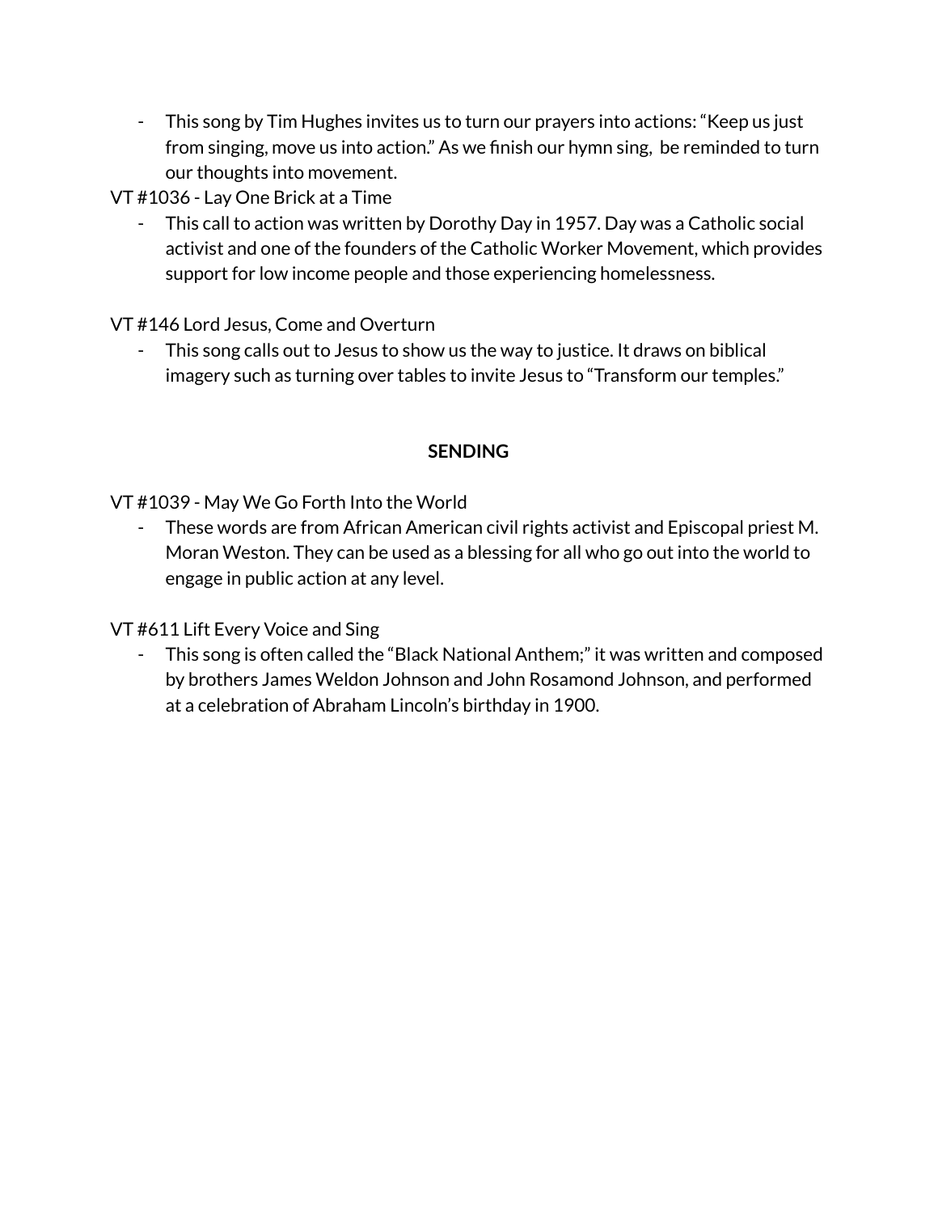- This song by Tim Hughes invites us to turn our prayers into actions: "Keep us just from singing, move us into action." As we finish our hymn sing, be reminded to turn our thoughts into movement.

VT #1036 - Lay One Brick at a Time

- This call to action was written by Dorothy Day in 1957. Day was a Catholic social activist and one of the founders of the Catholic Worker Movement, which provides support for low income people and those experiencing homelessness.

VT #146 Lord Jesus, Come and Overturn

- This song calls out to Jesus to show us the way to justice. It draws on biblical imagery such as turning over tables to invite Jesus to "Transform our temples."

**SENDING**

VT #1039 - May We Go Forth Into the World

- These words are from African American civil rights activist and Episcopal priest M. Moran Weston. They can be used as a blessing for all who go out into the world to engage in public action at any level.

VT #611 Lift Every Voice and Sing

- This song is often called the "Black National Anthem;" it was written and composed by brothers James Weldon Johnson and John Rosamond Johnson, and performed at a celebration of Abraham Lincoln's birthday in 1900.